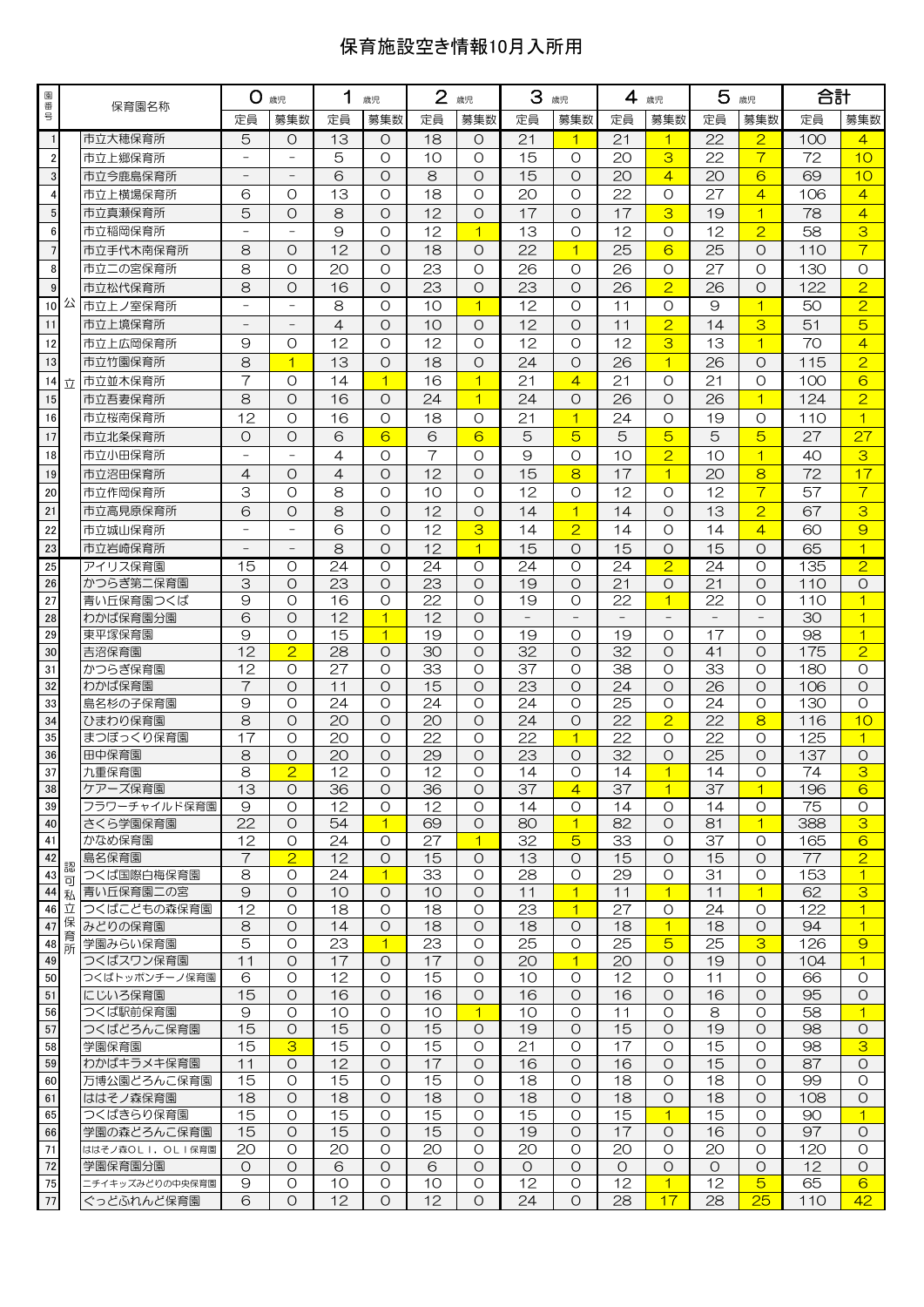# 保育施設空き情報10月入所用

| 園番号 | | 保育園名称 | 0歳児 | | 1歳児 | | 2歳児 | | 3歳児 | | 4歳児 | | 5歳児 | | 合計 | |
|---|---|---|---|---|---|---|---|---|---|---|---|---|---|---|---|---|
| | | | 定員 | 募集数 | 定員 | 募集数 | 定員 | 募集数 | 定員 | 募集数 | 定員 | 募集数 | 定員 | 募集数 | 定員 | 募集数 |
| 1 | 公立 | 市立大穂保育所 | 5 | 0 | 13 | 0 | 18 | 0 | 21 | 1 | 21 | 1 | 22 | 2 | 100 | 4 |
| 2 | | 市立上郷保育所 | − | − | 5 | 0 | 10 | 0 | 15 | 0 | 20 | 3 | 22 | 7 | 72 | 10 |
| 3 | | 市立今鹿島保育所 | − | − | 6 | 0 | 8 | 0 | 15 | 0 | 20 | 4 | 20 | 6 | 69 | 10 |
| 4 | | 市立上横場保育所 | 6 | 0 | 13 | 0 | 18 | 0 | 20 | 0 | 22 | 0 | 27 | 4 | 106 | 4 |
| 5 | | 市立真瀬保育所 | 5 | 0 | 8 | 0 | 12 | 0 | 17 | 0 | 17 | 3 | 19 | 1 | 78 | 4 |
| 6 | | 市立稲岡保育所 | − | − | 9 | 0 | 12 | 1 | 13 | 0 | 12 | 0 | 12 | 2 | 58 | 3 |
| 7 | | 市立手代木南保育所 | 8 | 0 | 12 | 0 | 18 | 0 | 22 | 1 | 25 | 6 | 25 | 0 | 110 | 7 |
| 8 | | 市立二の宮保育所 | 8 | 0 | 20 | 0 | 23 | 0 | 26 | 0 | 26 | 0 | 27 | 0 | 130 | 0 |
| 9 | | 市立松代保育所 | 8 | 0 | 16 | 0 | 23 | 0 | 23 | 0 | 26 | 2 | 26 | 0 | 122 | 2 |
| 10 | | 市立上ノ室保育所 | − | − | 8 | 0 | 10 | 1 | 12 | 0 | 11 | 0 | 9 | 1 | 50 | 2 |
| 11 | | 市立上境保育所 | − | − | 4 | 0 | 10 | 0 | 12 | 0 | 11 | 2 | 14 | 3 | 51 | 5 |
| 12 | | 市立上広岡保育所 | 9 | 0 | 12 | 0 | 12 | 0 | 12 | 0 | 12 | 3 | 13 | 1 | 70 | 4 |
| 13 | | 市立竹園保育所 | 8 | 1 | 13 | 0 | 18 | 0 | 24 | 0 | 26 | 1 | 26 | 0 | 115 | 2 |
| 14 | | 市立並木保育所 | 7 | 0 | 14 | 1 | 16 | 1 | 21 | 4 | 21 | 0 | 21 | 0 | 100 | 6 |
| 15 | | 市立吾妻保育所 | 8 | 0 | 16 | 0 | 24 | 1 | 24 | 0 | 26 | 0 | 26 | 1 | 124 | 2 |
| 16 | | 市立桜南保育所 | 12 | 0 | 16 | 0 | 18 | 0 | 21 | 1 | 24 | 0 | 19 | 0 | 110 | 1 |
| 17 | | 市立北条保育所 | 0 | 0 | 6 | 6 | 6 | 6 | 5 | 5 | 5 | 5 | 5 | 5 | 27 | 27 |
| 18 | | 市立小田保育所 | − | − | 4 | 0 | 7 | 0 | 9 | 0 | 10 | 2 | 10 | 1 | 40 | 3 |
| 19 | | 市立沼田保育所 | 4 | 0 | 4 | 0 | 12 | 0 | 15 | 8 | 17 | 1 | 20 | 8 | 72 | 17 |
| 20 | | 市立作岡保育所 | 3 | 0 | 8 | 0 | 10 | 0 | 12 | 0 | 12 | 0 | 12 | 7 | 57 | 7 |
| 21 | | 市立高見原保育所 | 6 | 0 | 8 | 0 | 12 | 0 | 14 | 1 | 14 | 0 | 13 | 2 | 67 | 3 |
| 22 | | 市立城山保育所 | − | − | 6 | 0 | 12 | 3 | 14 | 2 | 14 | 0 | 14 | 4 | 60 | 9 |
| 23 | | 市立岩崎保育所 | − | − | 8 | 0 | 12 | 1 | 15 | 0 | 15 | 0 | 15 | 0 | 65 | 1 |
| 25 | 認可私立保育所 | アイリス保育園 | 15 | 0 | 24 | 0 | 24 | 0 | 24 | 0 | 24 | 2 | 24 | 0 | 135 | 2 |
| 26 | | かつらぎ第二保育園 | 3 | 0 | 23 | 0 | 23 | 0 | 19 | 0 | 21 | 0 | 21 | 0 | 110 | 0 |
| 27 | | 青い丘保育園つくば | 9 | 0 | 16 | 0 | 22 | 0 | 19 | 0 | 22 | 1 | 22 | 0 | 110 | 1 |
| 28 | | わかば保育園分園 | 6 | 0 | 12 | 1 | 12 | 0 | − | − | − | − | − | − | 30 | 1 |
| 29 | | 東平塚保育園 | 9 | 0 | 15 | 1 | 19 | 0 | 19 | 0 | 19 | 0 | 17 | 0 | 98 | 1 |
| 30 | | 吉沼保育園 | 12 | 2 | 28 | 0 | 30 | 0 | 32 | 0 | 32 | 0 | 41 | 0 | 175 | 2 |
| 31 | | かつらぎ保育園 | 12 | 0 | 27 | 0 | 33 | 0 | 37 | 0 | 38 | 0 | 33 | 0 | 180 | 0 |
| 32 | | わかば保育園 | 7 | 0 | 11 | 0 | 15 | 0 | 23 | 0 | 24 | 0 | 26 | 0 | 106 | 0 |
| 33 | | 島名杉の子保育園 | 9 | 0 | 24 | 0 | 24 | 0 | 24 | 0 | 25 | 0 | 24 | 0 | 130 | 0 |
| 34 | | ひまわり保育園 | 8 | 0 | 20 | 0 | 20 | 0 | 24 | 0 | 22 | 2 | 22 | 8 | 116 | 10 |
| 35 | | まつぼっくり保育園 | 17 | 0 | 20 | 0 | 22 | 0 | 22 | 1 | 22 | 0 | 22 | 0 | 125 | 1 |
| 36 | | 田中保育園 | 8 | 0 | 20 | 0 | 29 | 0 | 23 | 0 | 32 | 0 | 25 | 0 | 137 | 0 |
| 37 | | 九重保育園 | 8 | 2 | 12 | 0 | 12 | 0 | 14 | 0 | 14 | 1 | 14 | 0 | 74 | 3 |
| 38 | | ケアーズ保育園 | 13 | 0 | 36 | 0 | 36 | 0 | 37 | 4 | 37 | 1 | 37 | 1 | 196 | 6 |
| 39 | | フラワーチャイルド保育園 | 9 | 0 | 12 | 0 | 12 | 0 | 14 | 0 | 14 | 0 | 14 | 0 | 75 | 0 |
| 40 | | さくら学園保育園 | 22 | 0 | 54 | 1 | 69 | 0 | 80 | 1 | 82 | 0 | 81 | 1 | 388 | 3 |
| 41 | | かなめ保育園 | 12 | 0 | 24 | 0 | 27 | 1 | 32 | 5 | 33 | 0 | 37 | 0 | 165 | 6 |
| 42 | | 島名保育園 | 7 | 2 | 12 | 0 | 15 | 0 | 13 | 0 | 15 | 0 | 15 | 0 | 77 | 2 |
| 43 | | つくば国際白梅保育園 | 8 | 0 | 24 | 1 | 33 | 0 | 28 | 0 | 29 | 0 | 31 | 0 | 153 | 1 |
| 44 | | 青い丘保育園二の宮 | 9 | 0 | 10 | 0 | 10 | 0 | 11 | 1 | 11 | 1 | 11 | 1 | 62 | 3 |
| 46 | | つくばこどもの森保育園 | 12 | 0 | 18 | 0 | 18 | 0 | 23 | 1 | 27 | 0 | 24 | 0 | 122 | 1 |
| 47 | | みどりの保育園 | 8 | 0 | 14 | 0 | 18 | 0 | 18 | 0 | 18 | 1 | 18 | 0 | 94 | 1 |
| 48 | | 学園みらい保育園 | 5 | 0 | 23 | 1 | 23 | 0 | 25 | 0 | 25 | 5 | 25 | 3 | 126 | 9 |
| 49 | | つくばスワン保育園 | 11 | 0 | 17 | 0 | 17 | 0 | 20 | 1 | 20 | 0 | 19 | 0 | 104 | 1 |
| 50 | | つくばトッポンチーノ保育園 | 6 | 0 | 12 | 0 | 15 | 0 | 10 | 0 | 12 | 0 | 11 | 0 | 66 | 0 |
| 51 | | にじいろ保育園 | 15 | 0 | 16 | 0 | 16 | 0 | 16 | 0 | 16 | 0 | 16 | 0 | 95 | 0 |
| 56 | | つくば駅前保育園 | 9 | 0 | 10 | 0 | 10 | 1 | 10 | 0 | 11 | 0 | 8 | 0 | 58 | 1 |
| 57 | | つくばどろんこ保育園 | 15 | 0 | 15 | 0 | 15 | 0 | 19 | 0 | 15 | 0 | 19 | 0 | 98 | 0 |
| 58 | | 学園保育園 | 15 | 3 | 15 | 0 | 15 | 0 | 21 | 0 | 17 | 0 | 15 | 0 | 98 | 3 |
| 59 | | わかばキラメキ保育園 | 11 | 0 | 12 | 0 | 17 | 0 | 16 | 0 | 16 | 0 | 15 | 0 | 87 | 0 |
| 60 | | 万博公園どろんこ保育園 | 15 | 0 | 15 | 0 | 15 | 0 | 18 | 0 | 18 | 0 | 18 | 0 | 99 | 0 |
| 61 | | ははそノ森保育園 | 18 | 0 | 18 | 0 | 18 | 0 | 18 | 0 | 18 | 0 | 18 | 0 | 108 | 0 |
| 65 | | つくばきらり保育園 | 15 | 0 | 15 | 0 | 15 | 0 | 15 | 0 | 15 | 1 | 15 | 0 | 90 | 1 |
| 66 | | 学園の森どろんこ保育園 | 15 | 0 | 15 | 0 | 15 | 0 | 19 | 0 | 17 | 0 | 16 | 0 | 97 | 0 |
| 71 | | ははそノ森OLI．OLI保育園 | 20 | 0 | 20 | 0 | 20 | 0 | 20 | 0 | 20 | 0 | 20 | 0 | 120 | 0 |
| 72 | | 学園保育園分園 | 0 | 0 | 6 | 0 | 6 | 0 | 0 | 0 | 0 | 0 | 0 | 0 | 12 | 0 |
| 75 | | ニチイキッズみどりの中央保育園 | 9 | 0 | 10 | 0 | 10 | 0 | 12 | 0 | 12 | 1 | 12 | 5 | 65 | 6 |
| 77 | | ぐっどふれんど保育園 | 6 | 0 | 12 | 0 | 12 | 0 | 24 | 0 | 28 | 17 | 28 | 25 | 110 | 42 |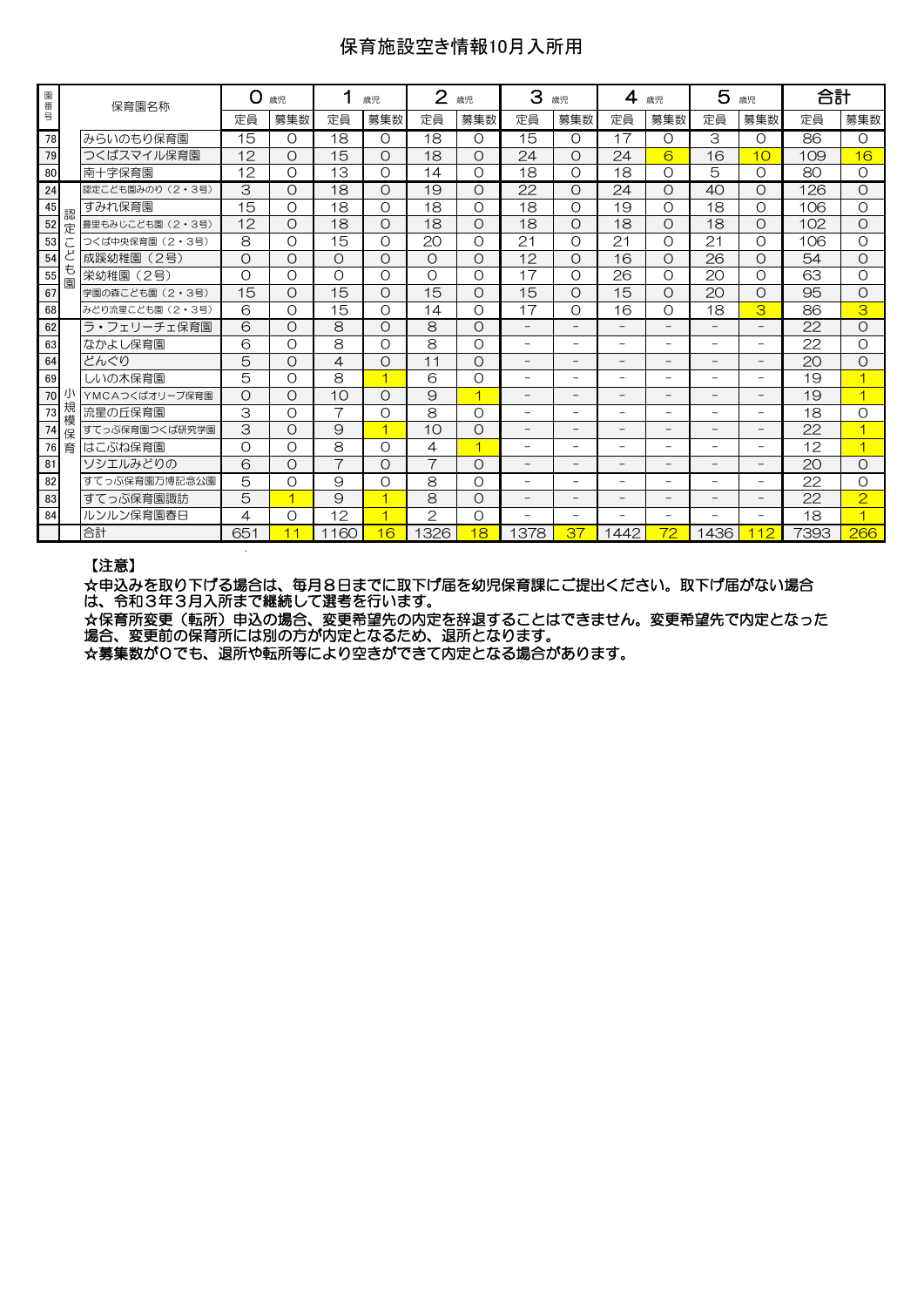# 保育施設空き情報10月入所用

| 園番号 | | 保育園名称 | 0歳児 | | 1歳児 | | 2歳児 | | 3歳児 | | 4歳児 | | 5歳児 | | 合計 | |
|---|---|---|---|---|---|---|---|---|---|---|---|---|---|---|---|---|
| | | | 定員 | 募集数 | 定員 | 募集数 | 定員 | 募集数 | 定員 | 募集数 | 定員 | 募集数 | 定員 | 募集数 | 定員 | 募集数 |
| 78 | | みらいのもり保育園 | 15 | 0 | 18 | 0 | 18 | 0 | 15 | 0 | 17 | 0 | 3 | 0 | 86 | 0 |
| 79 | | つくばスマイル保育園 | 12 | 0 | 15 | 0 | 18 | 0 | 24 | 0 | 24 | 6 | 16 | 10 | 109 | 16 |
| 80 | | 南十字保育園 | 12 | 0 | 13 | 0 | 14 | 0 | 18 | 0 | 18 | 0 | 5 | 0 | 80 | 0 |
| 24 | 認定こども園 | 認定こども園みのり（2・3号） | 3 | 0 | 18 | 0 | 19 | 0 | 22 | 0 | 24 | 0 | 40 | 0 | 126 | 0 |
| 45 | 認定こども園 | すみれ保育園 | 15 | 0 | 18 | 0 | 18 | 0 | 18 | 0 | 19 | 0 | 18 | 0 | 106 | 0 |
| 52 | 認定こども園 | 豊里もみじこども園（2・3号） | 12 | 0 | 18 | 0 | 18 | 0 | 18 | 0 | 18 | 0 | 18 | 0 | 102 | 0 |
| 53 | 認定こども園 | つくば中央保育園（2・3号） | 8 | 0 | 15 | 0 | 20 | 0 | 21 | 0 | 21 | 0 | 21 | 0 | 106 | 0 |
| 54 | 認定こども園 | 成蹊幼稚園（2号） | 0 | 0 | 0 | 0 | 0 | 0 | 12 | 0 | 16 | 0 | 26 | 0 | 54 | 0 |
| 55 | 認定こども園 | 栄幼稚園（2号） | 0 | 0 | 0 | 0 | 0 | 0 | 17 | 0 | 26 | 0 | 20 | 0 | 63 | 0 |
| 67 | 認定こども園 | 学園の森こども園（2・3号） | 15 | 0 | 15 | 0 | 15 | 0 | 15 | 0 | 15 | 0 | 20 | 0 | 95 | 0 |
| 68 | 認定こども園 | みどり流星こども園（2・3号） | 6 | 0 | 15 | 0 | 14 | 0 | 17 | 0 | 16 | 0 | 18 | 3 | 86 | 3 |
| 62 | 小規模保育 | ラ・フェリーチェ保育園 | 6 | 0 | 8 | 0 | 8 | 0 | － | － | － | － | － | － | 22 | 0 |
| 63 | 小規模保育 | なかよし保育園 | 6 | 0 | 8 | 0 | 8 | 0 | － | － | － | － | － | － | 22 | 0 |
| 64 | 小規模保育 | どんぐり | 5 | 0 | 4 | 0 | 11 | 0 | － | － | － | － | － | － | 20 | 0 |
| 69 | 小規模保育 | しいの木保育園 | 5 | 0 | 8 | 1 | 6 | 0 | － | － | － | － | － | － | 19 | 1 |
| 70 | 小規模保育 | YMCAつくばオリーブ保育園 | 0 | 0 | 10 | 0 | 9 | 1 | － | － | － | － | － | － | 19 | 1 |
| 73 | 小規模保育 | 流星の丘保育園 | 3 | 0 | 7 | 0 | 8 | 0 | － | － | － | － | － | － | 18 | 0 |
| 74 | 小規模保育 | すてっぷ保育園つくば研究学園 | 3 | 0 | 9 | 1 | 10 | 0 | － | － | － | － | － | － | 22 | 1 |
| 76 | 小規模保育 | はこぶね保育園 | 0 | 0 | 8 | 0 | 4 | 1 | － | － | － | － | － | － | 12 | 1 |
| 81 | 小規模保育 | ソシエルみどりの | 6 | 0 | 7 | 0 | 7 | 0 | － | － | － | － | － | － | 20 | 0 |
| 82 | 小規模保育 | すてっぷ保育園万博記念公園 | 5 | 0 | 9 | 0 | 8 | 0 | － | － | － | － | － | － | 22 | 0 |
| 83 | 小規模保育 | すてっぷ保育園諏訪 | 5 | 1 | 9 | 1 | 8 | 0 | － | － | － | － | － | － | 22 | 2 |
| 84 | 小規模保育 | ルンルン保育園春日 | 4 | 0 | 12 | 1 | 2 | 0 | － | － | － | － | － | － | 18 | 1 |
| | | 合計 | 651 | 11 | 1160 | 16 | 1326 | 18 | 1378 | 37 | 1442 | 72 | 1436 | 112 | 7393 | 266 |

【注意】

☆申込みを取り下げる場合は、毎月８日までに取下げ届を幼児保育課にご提出ください。取下げ届がない場合は、令和３年３月入所まで継続して選考を行います。

☆保育所変更（転所）申込の場合、変更希望先の内定を辞退することはできません。変更希望先で内定となった場合、変更前の保育所には別の方が内定となるため、退所となります。

☆募集数が０でも、退所や転所等により空きができて内定となる場合があります。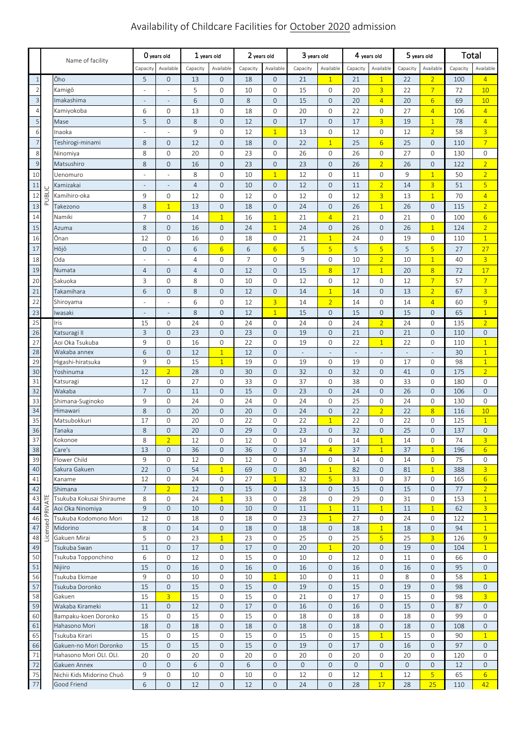# Availability of Childcare Facilities for October 2020 admission

| | | Name of facility | 0 years old | | 1 years old | | 2 years old | | 3 years old | | 4 years old | | 5 years old | | Total | |
|---|---|---|---|---|---|---|---|---|---|---|---|---|---|---|---|---|
| | | | Capacity | Available | Capacity | Available | Capacity | Available | Capacity | Available | Capacity | Available | Capacity | Available | Capacity | Available |
| 1 | PUBLIC | Ōho | 5 | 0 | 13 | 0 | 18 | 0 | 21 | 1 | 21 | 1 | 22 | 2 | 100 | 4 |
| 2 | | Kamigō | - | - | 5 | 0 | 10 | 0 | 15 | 0 | 20 | 3 | 22 | 7 | 72 | 10 |
| 3 | | Imakashima | - | - | 6 | 0 | 8 | 0 | 15 | 0 | 20 | 4 | 20 | 6 | 69 | 10 |
| 4 | | Kamiyokoba | 6 | 0 | 13 | 0 | 18 | 0 | 20 | 0 | 22 | 0 | 27 | 4 | 106 | 4 |
| 5 | | Mase | 5 | 0 | 8 | 0 | 12 | 0 | 17 | 0 | 17 | 3 | 19 | 1 | 78 | 4 |
| 6 | | Inaoka | - | - | 9 | 0 | 12 | 1 | 13 | 0 | 12 | 0 | 12 | 2 | 58 | 3 |
| 7 | | Teshirogi-minami | 8 | 0 | 12 | 0 | 18 | 0 | 22 | 1 | 25 | 6 | 25 | 0 | 110 | 7 |
| 8 | | Ninomiya | 8 | 0 | 20 | 0 | 23 | 0 | 26 | 0 | 26 | 0 | 27 | 0 | 130 | 0 |
| 9 | | Matsushiro | 8 | 0 | 16 | 0 | 23 | 0 | 23 | 0 | 26 | 2 | 26 | 0 | 122 | 2 |
| 10 | | Uenomuro | - | - | 8 | 0 | 10 | 1 | 12 | 0 | 11 | 0 | 9 | 1 | 50 | 2 |
| 11 | | Kamizakai | - | - | 4 | 0 | 10 | 0 | 12 | 0 | 11 | 2 | 14 | 3 | 51 | 5 |
| 12 | | Kamihiro-oka | 9 | 0 | 12 | 0 | 12 | 0 | 12 | 0 | 12 | 3 | 13 | 1 | 70 | 4 |
| 13 | | Takezono | 8 | 1 | 13 | 0 | 18 | 0 | 24 | 0 | 26 | 1 | 26 | 0 | 115 | 2 |
| 14 | | Namiki | 7 | 0 | 14 | 1 | 16 | 1 | 21 | 4 | 21 | 0 | 21 | 0 | 100 | 6 |
| 15 | | Azuma | 8 | 0 | 16 | 0 | 24 | 1 | 24 | 0 | 26 | 0 | 26 | 1 | 124 | 2 |
| 16 | | Ōnan | 12 | 0 | 16 | 0 | 18 | 0 | 21 | 1 | 24 | 0 | 19 | 0 | 110 | 1 |
| 17 | | Hōjō | 0 | 0 | 6 | 6 | 6 | 6 | 5 | 5 | 5 | 5 | 5 | 5 | 27 | 27 |
| 18 | | Oda | - | - | 4 | 0 | 7 | 0 | 9 | 0 | 10 | 2 | 10 | 1 | 40 | 3 |
| 19 | | Numata | 4 | 0 | 4 | 0 | 12 | 0 | 15 | 8 | 17 | 1 | 20 | 8 | 72 | 17 |
| 20 | | Sakuoka | 3 | 0 | 8 | 0 | 10 | 0 | 12 | 0 | 12 | 0 | 12 | 7 | 57 | 7 |
| 21 | | Takamihara | 6 | 0 | 8 | 0 | 12 | 0 | 14 | 1 | 14 | 0 | 13 | 2 | 67 | 3 |
| 22 | | Shiroyama | - | - | 6 | 0 | 12 | 3 | 14 | 2 | 14 | 0 | 14 | 4 | 60 | 9 |
| 23 | | Iwasaki | - | - | 8 | 0 | 12 | 1 | 15 | 0 | 15 | 0 | 15 | 0 | 65 | 1 |
| 25 | Licensed PRIVATE | Iris | 15 | 0 | 24 | 0 | 24 | 0 | 24 | 0 | 24 | 2 | 24 | 0 | 135 | 2 |
| 26 | | Katsuragi II | 3 | 0 | 23 | 0 | 23 | 0 | 19 | 0 | 21 | 0 | 21 | 0 | 110 | 0 |
| 27 | | Aoi Oka Tsukuba | 9 | 0 | 16 | 0 | 22 | 0 | 19 | 0 | 22 | 1 | 22 | 0 | 110 | 1 |
| 28 | | Wakaba annex | 6 | 0 | 12 | 1 | 12 | 0 | - | - | - | - | - | - | 30 | 1 |
| 29 | | Higashi-hiratsuka | 9 | 0 | 15 | 1 | 19 | 0 | 19 | 0 | 19 | 0 | 17 | 0 | 98 | 1 |
| 30 | | Yoshinuma | 12 | 2 | 28 | 0 | 30 | 0 | 32 | 0 | 32 | 0 | 41 | 0 | 175 | 2 |
| 31 | | Katsuragi | 12 | 0 | 27 | 0 | 33 | 0 | 37 | 0 | 38 | 0 | 33 | 0 | 180 | 0 |
| 32 | | Wakaba | 7 | 0 | 11 | 0 | 15 | 0 | 23 | 0 | 24 | 0 | 26 | 0 | 106 | 0 |
| 33 | | Shimana-Suginoko | 9 | 0 | 24 | 0 | 24 | 0 | 24 | 0 | 25 | 0 | 24 | 0 | 130 | 0 |
| 34 | | Himawari | 8 | 0 | 20 | 0 | 20 | 0 | 24 | 0 | 22 | 2 | 22 | 8 | 116 | 10 |
| 35 | | Matsubokkuri | 17 | 0 | 20 | 0 | 22 | 0 | 22 | 1 | 22 | 0 | 22 | 0 | 125 | 1 |
| 36 | | Tanaka | 8 | 0 | 20 | 0 | 29 | 0 | 23 | 0 | 32 | 0 | 25 | 0 | 137 | 0 |
| 37 | | Kokonoe | 8 | 2 | 12 | 0 | 12 | 0 | 14 | 0 | 14 | 1 | 14 | 0 | 74 | 3 |
| 38 | | Care's | 13 | 0 | 36 | 0 | 36 | 0 | 37 | 4 | 37 | 1 | 37 | 1 | 196 | 6 |
| 39 | | Flower Child | 9 | 0 | 12 | 0 | 12 | 0 | 14 | 0 | 14 | 0 | 14 | 0 | 75 | 0 |
| 40 | | Sakura Gakuen | 22 | 0 | 54 | 1 | 69 | 0 | 80 | 1 | 82 | 0 | 81 | 1 | 388 | 3 |
| 41 | | Kaname | 12 | 0 | 24 | 0 | 27 | 1 | 32 | 5 | 33 | 0 | 37 | 0 | 165 | 6 |
| 42 | | Shimana | 7 | 2 | 12 | 0 | 15 | 0 | 13 | 0 | 15 | 0 | 15 | 0 | 77 | 2 |
| 43 | | Tsukuba Kokusai Shiraume | 8 | 0 | 24 | 1 | 33 | 0 | 28 | 0 | 29 | 0 | 31 | 0 | 153 | 1 |
| 44 | | Aoi Oka Ninomiya | 9 | 0 | 10 | 0 | 10 | 0 | 11 | 1 | 11 | 1 | 11 | 1 | 62 | 3 |
| 46 | | Tsukuba Kodomono Mori | 12 | 0 | 18 | 0 | 18 | 0 | 23 | 1 | 27 | 0 | 24 | 0 | 122 | 1 |
| 47 | | Midorino | 8 | 0 | 14 | 0 | 18 | 0 | 18 | 0 | 18 | 1 | 18 | 0 | 94 | 1 |
| 48 | | Gakuen Mirai | 5 | 0 | 23 | 1 | 23 | 0 | 25 | 0 | 25 | 5 | 25 | 3 | 126 | 9 |
| 49 | | Tsukuba Swan | 11 | 0 | 17 | 0 | 17 | 0 | 20 | 1 | 20 | 0 | 19 | 0 | 104 | 1 |
| 50 | | Tsukuba Topponchino | 6 | 0 | 12 | 0 | 15 | 0 | 10 | 0 | 12 | 0 | 11 | 0 | 66 | 0 |
| 51 | | Nijiiro | 15 | 0 | 16 | 0 | 16 | 0 | 16 | 0 | 16 | 0 | 16 | 0 | 95 | 0 |
| 56 | | Tsukuba Ekimae | 9 | 0 | 10 | 0 | 10 | 1 | 10 | 0 | 11 | 0 | 8 | 0 | 58 | 1 |
| 57 | | Tsukuba Doronko | 15 | 0 | 15 | 0 | 15 | 0 | 19 | 0 | 15 | 0 | 19 | 0 | 98 | 0 |
| 58 | | Gakuen | 15 | 3 | 15 | 0 | 15 | 0 | 21 | 0 | 17 | 0 | 15 | 0 | 98 | 3 |
| 59 | | Wakaba Kirameki | 11 | 0 | 12 | 0 | 17 | 0 | 16 | 0 | 16 | 0 | 15 | 0 | 87 | 0 |
| 60 | | Bampaku-koen Doronko | 15 | 0 | 15 | 0 | 15 | 0 | 18 | 0 | 18 | 0 | 18 | 0 | 99 | 0 |
| 61 | | Hahasono Mori | 18 | 0 | 18 | 0 | 18 | 0 | 18 | 0 | 18 | 0 | 18 | 0 | 108 | 0 |
| 65 | | Tsukuba Kirari | 15 | 0 | 15 | 0 | 15 | 0 | 15 | 0 | 15 | 1 | 15 | 0 | 90 | 1 |
| 66 | | Gakuen-no Mori Doronko | 15 | 0 | 15 | 0 | 15 | 0 | 19 | 0 | 17 | 0 | 16 | 0 | 97 | 0 |
| 71 | | Hahasono Mori OLI. OLI. | 20 | 0 | 20 | 0 | 20 | 0 | 20 | 0 | 20 | 0 | 20 | 0 | 120 | 0 |
| 72 | | Gakuen Annex | 0 | 0 | 6 | 0 | 6 | 0 | 0 | 0 | 0 | 0 | 0 | 0 | 12 | 0 |
| 75 | | Nichii Kids Midorino Chuō | 9 | 0 | 10 | 0 | 10 | 0 | 12 | 0 | 12 | 1 | 12 | 5 | 65 | 6 |
| 77 | | Good Friend | 6 | 0 | 12 | 0 | 12 | 0 | 24 | 0 | 28 | 17 | 28 | 25 | 110 | 42 |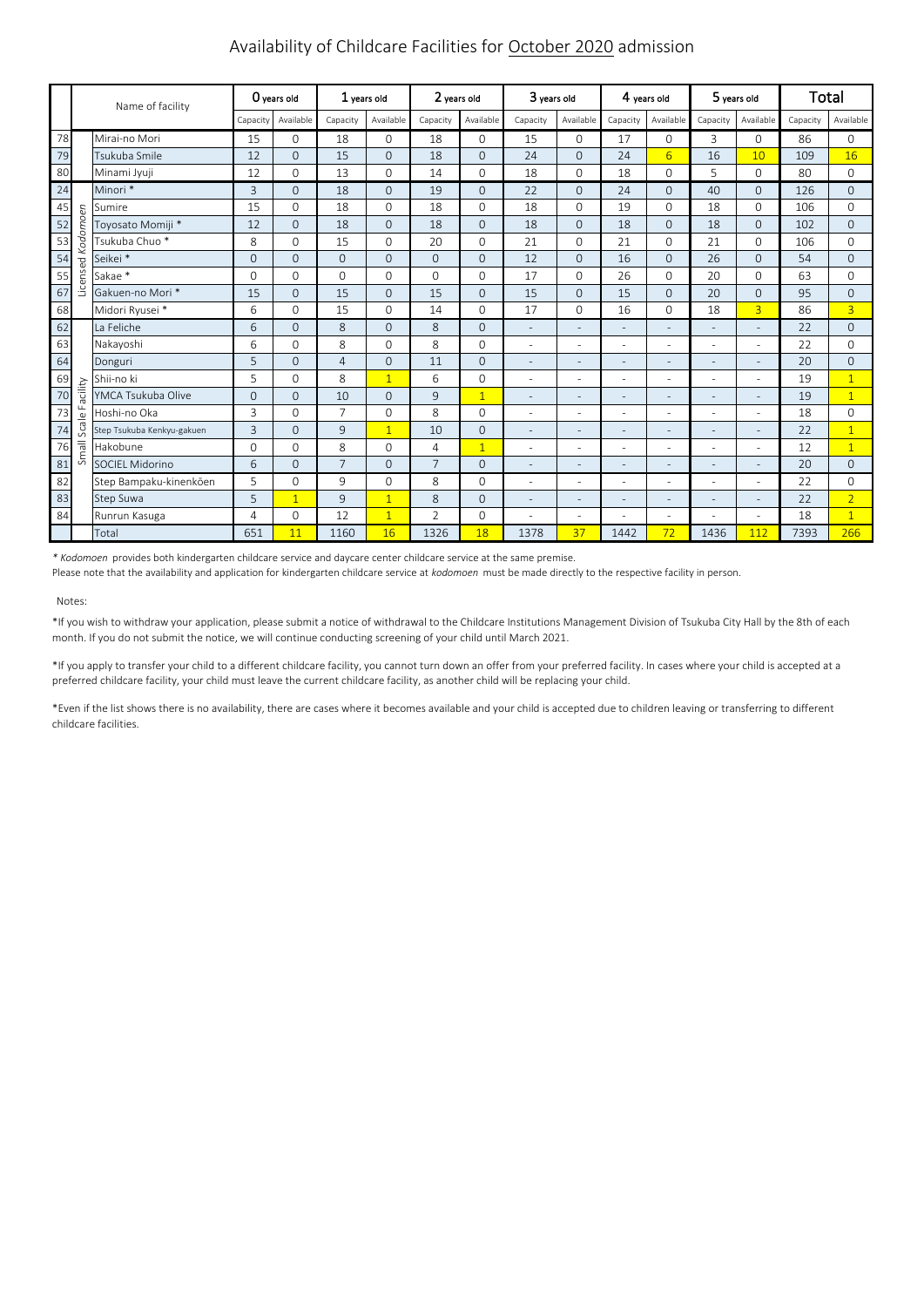# Availability of Childcare Facilities for October 2020 admission

| | | Name of facility | 0 years old | | 1 years old | | 2 years old | | 3 years old | | 4 years old | | 5 years old | | Total | |
|---|---|---|---|---|---|---|---|---|---|---|---|---|---|---|---|---|
| | | | Capacity | Available | Capacity | Available | Capacity | Available | Capacity | Available | Capacity | Available | Capacity | Available | Capacity | Available |
| 78 | | Mirai-no Mori | 15 | 0 | 18 | 0 | 18 | 0 | 15 | 0 | 17 | 0 | 3 | 0 | 86 | 0 |
| 79 | | Tsukuba Smile | 12 | 0 | 15 | 0 | 18 | 0 | 24 | 0 | 24 | 6 | 16 | 10 | 109 | 16 |
| 80 | | Minami Jyuji | 12 | 0 | 13 | 0 | 14 | 0 | 18 | 0 | 18 | 0 | 5 | 0 | 80 | 0 |
| 24 | Licensed *Kodomoen* | Minori * | 3 | 0 | 18 | 0 | 19 | 0 | 22 | 0 | 24 | 0 | 40 | 0 | 126 | 0 |
| 45 | | Sumire | 15 | 0 | 18 | 0 | 18 | 0 | 18 | 0 | 19 | 0 | 18 | 0 | 106 | 0 |
| 52 | | Toyosato Momiji * | 12 | 0 | 18 | 0 | 18 | 0 | 18 | 0 | 18 | 0 | 18 | 0 | 102 | 0 |
| 53 | | Tsukuba Chuo * | 8 | 0 | 15 | 0 | 20 | 0 | 21 | 0 | 21 | 0 | 21 | 0 | 106 | 0 |
| 54 | | Seikei * | 0 | 0 | 0 | 0 | 0 | 0 | 12 | 0 | 16 | 0 | 26 | 0 | 54 | 0 |
| 55 | | Sakae * | 0 | 0 | 0 | 0 | 0 | 0 | 17 | 0 | 26 | 0 | 20 | 0 | 63 | 0 |
| 67 | | Gakuen-no Mori * | 15 | 0 | 15 | 0 | 15 | 0 | 15 | 0 | 15 | 0 | 20 | 0 | 95 | 0 |
| 68 | | Midori Ryusei * | 6 | 0 | 15 | 0 | 14 | 0 | 17 | 0 | 16 | 0 | 18 | 3 | 86 | 3 |
| 62 | Small Scale Facility | La Feliche | 6 | 0 | 8 | 0 | 8 | 0 | - | - | - | - | - | - | 22 | 0 |
| 63 | | Nakayoshi | 6 | 0 | 8 | 0 | 8 | 0 | - | - | - | - | - | - | 22 | 0 |
| 64 | | Donguri | 5 | 0 | 4 | 0 | 11 | 0 | - | - | - | - | - | - | 20 | 0 |
| 69 | | Shii-no ki | 5 | 0 | 8 | 1 | 6 | 0 | - | - | - | - | - | - | 19 | 1 |
| 70 | | YMCA Tsukuba Olive | 0 | 0 | 10 | 0 | 9 | 1 | - | - | - | - | - | - | 19 | 1 |
| 73 | | Hoshi-no Oka | 3 | 0 | 7 | 0 | 8 | 0 | - | - | - | - | - | - | 18 | 0 |
| 74 | | Step Tsukuba Kenkyu-gakuen | 3 | 0 | 9 | 1 | 10 | 0 | - | - | - | - | - | - | 22 | 1 |
| 76 | | Hakobune | 0 | 0 | 8 | 0 | 4 | 1 | - | - | - | - | - | - | 12 | 1 |
| 81 | | SOCIEL Midorino | 6 | 0 | 7 | 0 | 7 | 0 | - | - | - | - | - | - | 20 | 0 |
| 82 | | Step Bampaku-kinenkōen | 5 | 0 | 9 | 0 | 8 | 0 | - | - | - | - | - | - | 22 | 0 |
| 83 | | Step Suwa | 5 | 1 | 9 | 1 | 8 | 0 | - | - | - | - | - | - | 22 | 2 |
| 84 | | Runrun Kasuga | 4 | 0 | 12 | 1 | 2 | 0 | - | - | - | - | - | - | 18 | 1 |
| | | Total | 651 | 11 | 1160 | 16 | 1326 | 18 | 1378 | 37 | 1442 | 72 | 1436 | 112 | 7393 | 266 |

* *Kodomoen* provides both kindergarten childcare service and daycare center childcare service at the same premise.
Please note that the availability and application for kindergarten childcare service at *kodomoen* must be made directly to the respective facility in person.

Notes:

*If you wish to withdraw your application, please submit a notice of withdrawal to the Childcare Institutions Management Division of Tsukuba City Hall by the 8th of each month. If you do not submit the notice, we will continue conducting screening of your child until March 2021.

*If you apply to transfer your child to a different childcare facility, you cannot turn down an offer from your preferred facility. In cases where your child is accepted at a preferred childcare facility, your child must leave the current childcare facility, as another child will be replacing your child.

*Even if the list shows there is no availability, there are cases where it becomes available and your child is accepted due to children leaving or transferring to different childcare facilities.